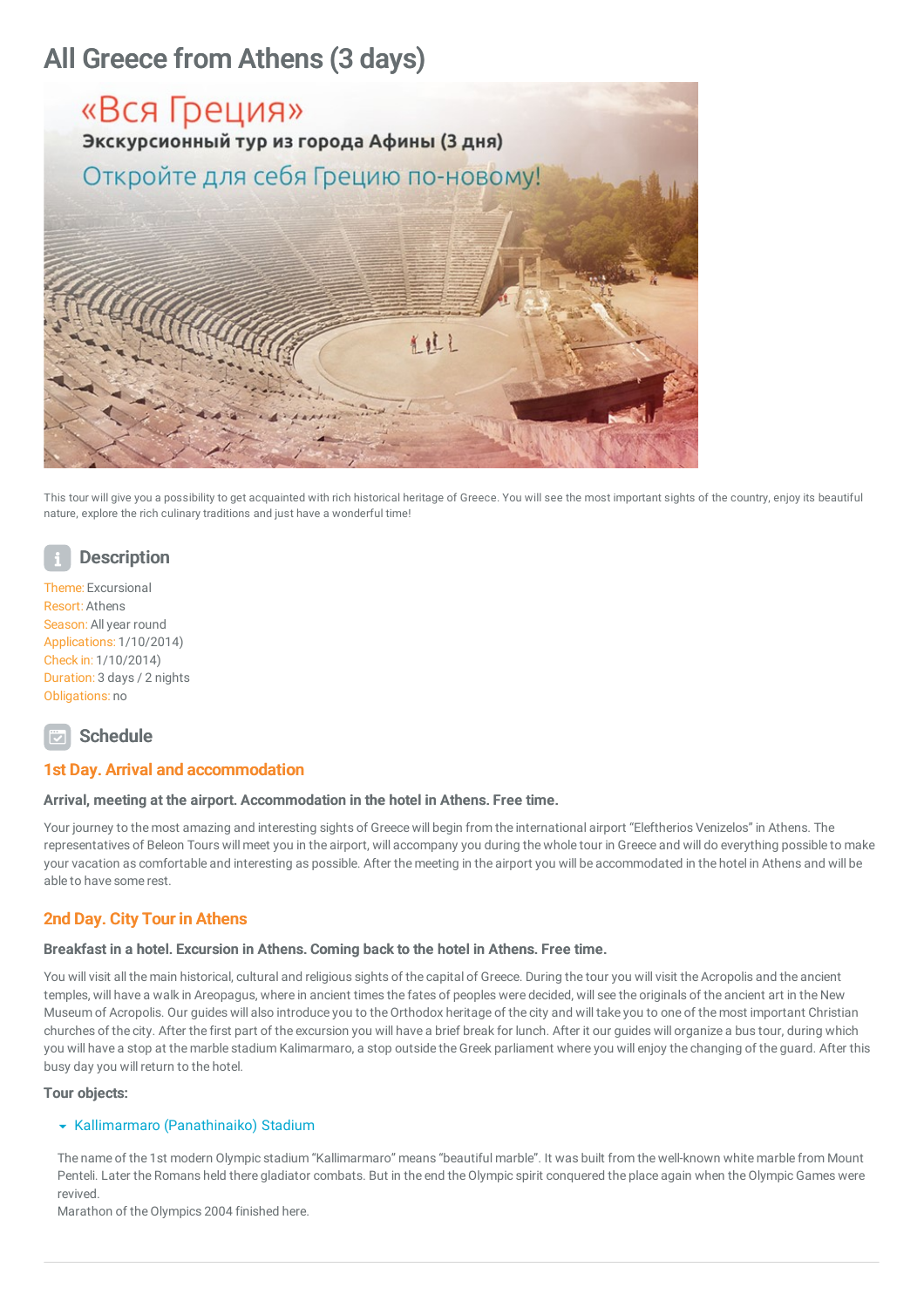# All Greece from Athens (3 days)

This tour will give you a possibility to get acquainted with rich historical heritage of Greece. You will see the most important sights of the country, enjoy its beautiful nature, explore the rich culinary traditions and just have a wonderful time!

## Description

Theme: Excursional
Resort: Athens
Season: All year round
Applications: 1/10/2014)
Check in: 1/10/2014)
Duration: 3 days / 2 nights
Obligations: no

## Schedule

### 1st Day. Arrival and accommodation

**Arrival, meeting at the airport. Accommodation in the hotel in Athens. Free time.**

Your journey to the most amazing and interesting sights of Greece will begin from the international airport "Eleftherios Venizelos" in Athens. The representatives of Beleon Tours will meet you in the airport, will accompany you during the whole tour in Greece and will do everything possible to make your vacation as comfortable and interesting as possible. After the meeting in the airport you will be accommodated in the hotel in Athens and will be able to have some rest.

### 2nd Day. City Tour in Athens

**Breakfast in a hotel. Excursion in Athens. Coming back to the hotel in Athens. Free time.**

You will visit all the main historical, cultural and religious sights of the capital of Greece. During the tour you will visit the Acropolis and the ancient temples, will have a walk in Areopagus, where in ancient times the fates of peoples were decided, will see the originals of the ancient art in the New Museum of Acropolis. Our guides will also introduce you to the Orthodox heritage of the city and will take you to one of the most important Christian churches of the city. After the first part of the excursion you will have a brief break for lunch. After it our guides will organize a bus tour, during which you will have a stop at the marble stadium Kalimarmaro, a stop outside the Greek parliament where you will enjoy the changing of the guard. After this busy day you will return to the hotel.

**Tour objects:**

- Kallimarmaro (Panathinaiko) Stadium

The name of the 1st modern Olympic stadium "Kallimarmaro" means "beautiful marble". It was built from the well-known white marble from Mount Penteli. Later the Romans held there gladiator combats. But in the end the Olympic spirit conquered the place again when the Olympic Games were revived.
Marathon of the Olympics 2004 finished here.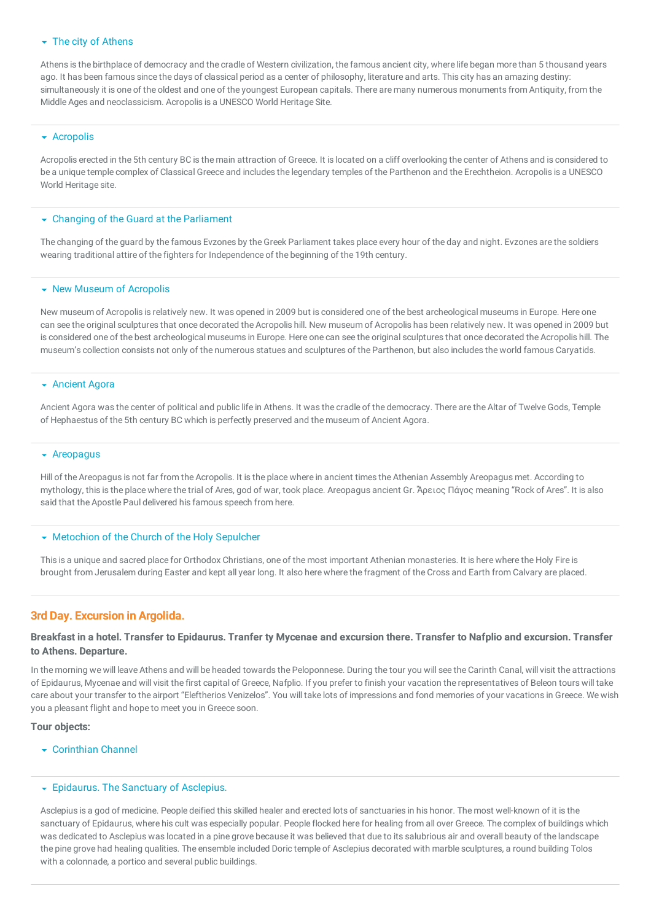### The city of Athens

Athens is the birthplace of democracy and the cradle of Western civilization, the famous ancient city, where life began more than 5 thousand years ago. It has been famous since the days of classical period as a center of philosophy, literature and arts. This city has an amazing destiny: simultaneously it is one of the oldest and one of the youngest European capitals. There are many numerous monuments from Antiquity, from the Middle Ages and neoclassicism. Acropolis is a UNESCO World Heritage Site.

### Acropolis

Acropolis erected in the 5th century BC is the main attraction of Greece. It is located on a cliff overlooking the center of Athens and is considered to be a unique temple complex of Classical Greece and includes the legendary temples of the Parthenon and the Erechtheion. Acropolis is a UNESCO World Heritage site.

### Changing of the Guard at the Parliament

The changing of the guard by the famous Evzones by the Greek Parliament takes place every hour of the day and night. Evzones are the soldiers wearing traditional attire of the fighters for Independence of the beginning of the 19th century.

### New Museum of Acropolis

New museum of Acropolis is relatively new. It was opened in 2009 but is considered one of the best archeological museums in Europe. Here one can see the original sculptures that once decorated the Acropolis hill. New museum of Acropolis has been relatively new. It was opened in 2009 but is considered one of the best archeological museums in Europe. Here one can see the original sculptures that once decorated the Acropolis hill. The museum's collection consists not only of the numerous statues and sculptures of the Parthenon, but also includes the world famous Caryatids.

### Ancient Agora

Ancient Agora was the center of political and public life in Athens. It was the cradle of the democracy. There are the Altar of Twelve Gods, Temple of Hephaestus of the 5th century BC which is perfectly preserved and the museum of Ancient Agora.

### Areopagus

Hill of the Areopagus is not far from the Acropolis. It is the place where in ancient times the Athenian Assembly Areopagus met. According to mythology, this is the place where the trial of Ares, god of war, took place. Areopagus ancient Gr. Ἄρειος Πάγος meaning "Rock of Ares". It is also said that the Apostle Paul delivered his famous speech from here.

### Metochion of the Church of the Holy Sepulcher

This is a unique and sacred place for Orthodox Christians, one of the most important Athenian monasteries. It is here where the Holy Fire is brought from Jerusalem during Easter and kept all year long. It also here where the fragment of the Cross and Earth from Calvary are placed.

## 3rd Day. Excursion in Argolida.

**Breakfast in a hotel. Transfer to Epidaurus. Tranfer ty Mycenae and excursion there. Transfer to Nafplio and excursion. Transfer to Athens. Departure.**

In the morning we will leave Athens and will be headed towards the Peloponnese. During the tour you will see the Carinth Canal, will visit the attractions of Epidaurus, Mycenae and will visit the first capital of Greece, Nafplio. If you prefer to finish your vacation the representatives of Beleon tours will take care about your transfer to the airport "Eleftherios Venizelos". You will take lots of impressions and fond memories of your vacations in Greece. We wish you a pleasant flight and hope to meet you in Greece soon.

**Tour objects:**

### Corinthian Channel

### Epidaurus. The Sanctuary of Asclepius.

Asclepius is a god of medicine. People deified this skilled healer and erected lots of sanctuaries in his honor. The most well-known of it is the sanctuary of Epidaurus, where his cult was especially popular. People flocked here for healing from all over Greece. The complex of buildings which was dedicated to Asclepius was located in a pine grove because it was believed that due to its salubrious air and overall beauty of the landscape the pine grove had healing qualities. The ensemble included Doric temple of Asclepius decorated with marble sculptures, a round building Tolos with a colonnade, a portico and several public buildings.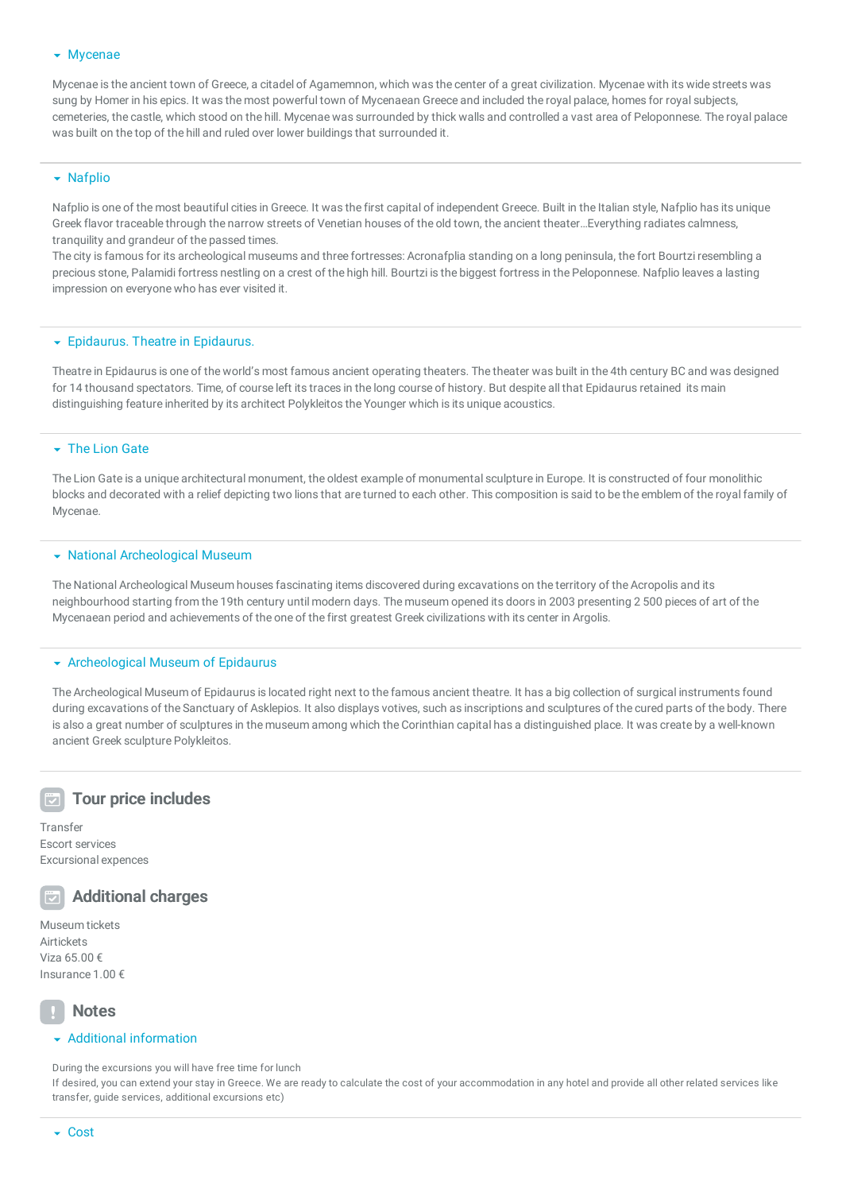### Mycenae

Mycenae is the ancient town of Greece, a citadel of Agamemnon, which was the center of a great civilization. Mycenae with its wide streets was sung by Homer in his epics. It was the most powerful town of Mycenaean Greece and included the royal palace, homes for royal subjects, cemeteries, the castle, which stood on the hill. Mycenae was surrounded by thick walls and controlled a vast area of Peloponnese. The royal palace was built on the top of the hill and ruled over lower buildings that surrounded it.

### Nafplio

Nafplio is one of the most beautiful cities in Greece. It was the first capital of independent Greece. Built in the Italian style, Nafplio has its unique Greek flavor traceable through the narrow streets of Venetian houses of the old town, the ancient theater…Everything radiates calmness, tranquility and grandeur of the passed times.
The city is famous for its archeological museums and three fortresses: Acronafplia standing on a long peninsula, the fort Bourtzi resembling a precious stone, Palamidi fortress nestling on a crest of the high hill. Bourtzi is the biggest fortress in the Peloponnese. Nafplio leaves a lasting impression on everyone who has ever visited it.

### Epidaurus. Theatre in Epidaurus.

Theatre in Epidaurus is one of the world's most famous ancient operating theaters. The theater was built in the 4th century BC and was designed for 14 thousand spectators. Time, of course left its traces in the long course of history. But despite all that Epidaurus retained its main distinguishing feature inherited by its architect Polykleitos the Younger which is its unique acoustics.

### The Lion Gate

The Lion Gate is a unique architectural monument, the oldest example of monumental sculpture in Europe. It is constructed of four monolithic blocks and decorated with a relief depicting two lions that are turned to each other. This composition is said to be the emblem of the royal family of Mycenae.

### National Archeological Museum

The National Archeological Museum houses fascinating items discovered during excavations on the territory of the Acropolis and its neighbourhood starting from the 19th century until modern days. The museum opened its doors in 2003 presenting 2 500 pieces of art of the Mycenaean period and achievements of the one of the first greatest Greek civilizations with its center in Argolis.

### Archeological Museum of Epidaurus

The Archeological Museum of Epidaurus is located right next to the famous ancient theatre. It has a big collection of surgical instruments found during excavations of the Sanctuary of Asklepios. It also displays votives, such as inscriptions and sculptures of the cured parts of the body. There is also a great number of sculptures in the museum among which the Corinthian capital has a distinguished place. It was create by a well-known ancient Greek sculpture Polykleitos.

## Tour price includes

Transfer
Escort services
Excursional expences

## Additional charges

Museum tickets
Airtickets
Viza 65.00 €
Insurance 1.00 €

## Notes

### Additional information

During the excursions you will have free time for lunch
If desired, you can extend your stay in Greece. We are ready to calculate the cost of your accommodation in any hotel and provide all other related services like transfer, guide services, additional excursions etc)

### Cost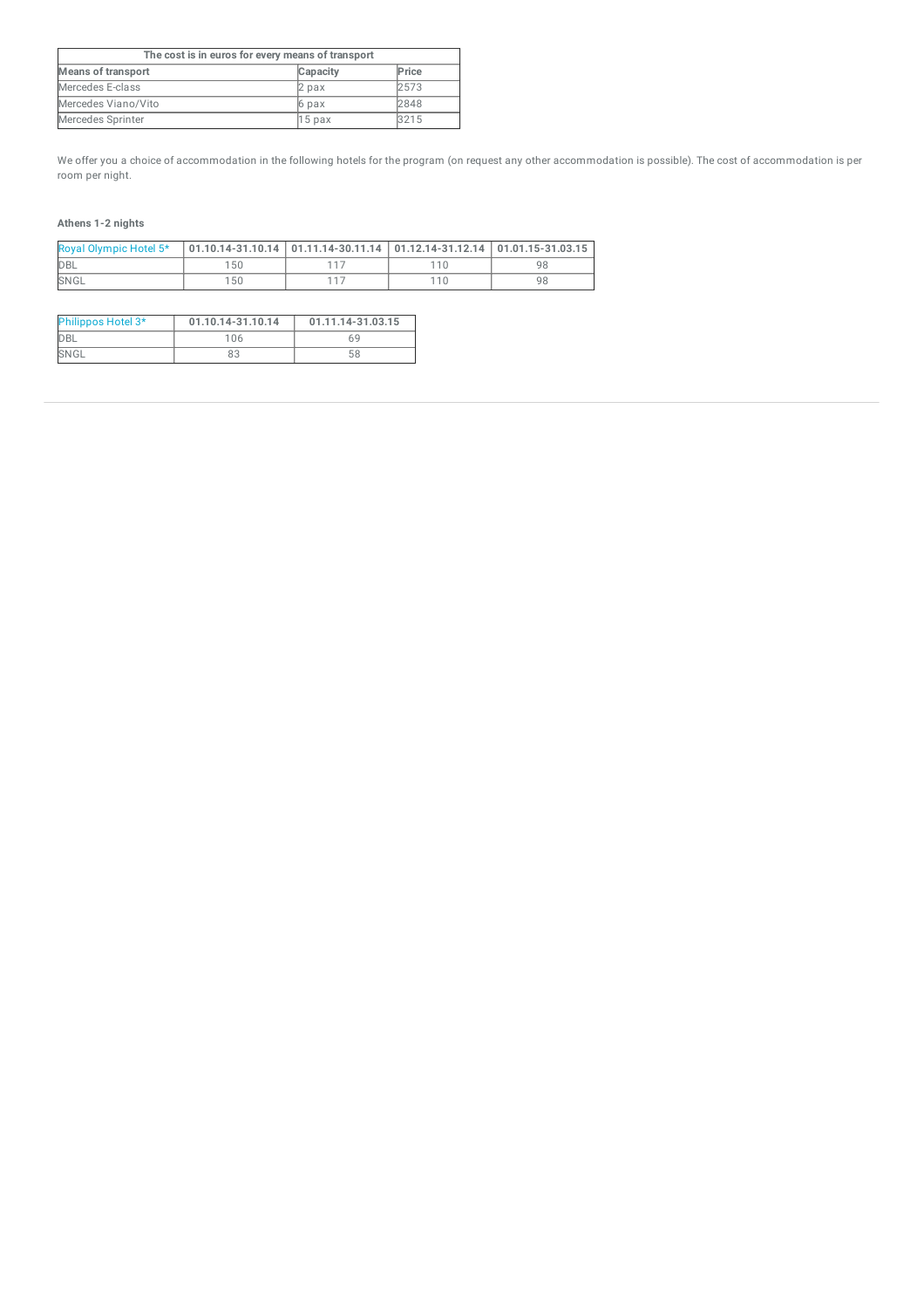| The cost is in euros for every means of transport | | |
|---|---|---|
| **Means of transport** | **Capacity** | **Price** |
| Mercedes E-class | 2 pax | 2573 |
| Mercedes Viano/Vito | 6 pax | 2848 |
| Mercedes Sprinter | 15 pax | 3215 |

We offer you a choice of accommodation in the following hotels for the program (on request any other accommodation is possible). The cost of accommodation is per room per night.

**Athens 1-2 nights**

| Royal Olympic Hotel 5* | 01.10.14-31.10.14 | 01.11.14-30.11.14 | 01.12.14-31.12.14 | 01.01.15-31.03.15 |
|---|---|---|---|---|
| DBL | 150 | 117 | 110 | 98 |
| SNGL | 150 | 117 | 110 | 98 |

| Philippos Hotel 3* | 01.10.14-31.10.14 | 01.11.14-31.03.15 |
|---|---|---|
| DBL | 106 | 69 |
| SNGL | 83 | 58 |